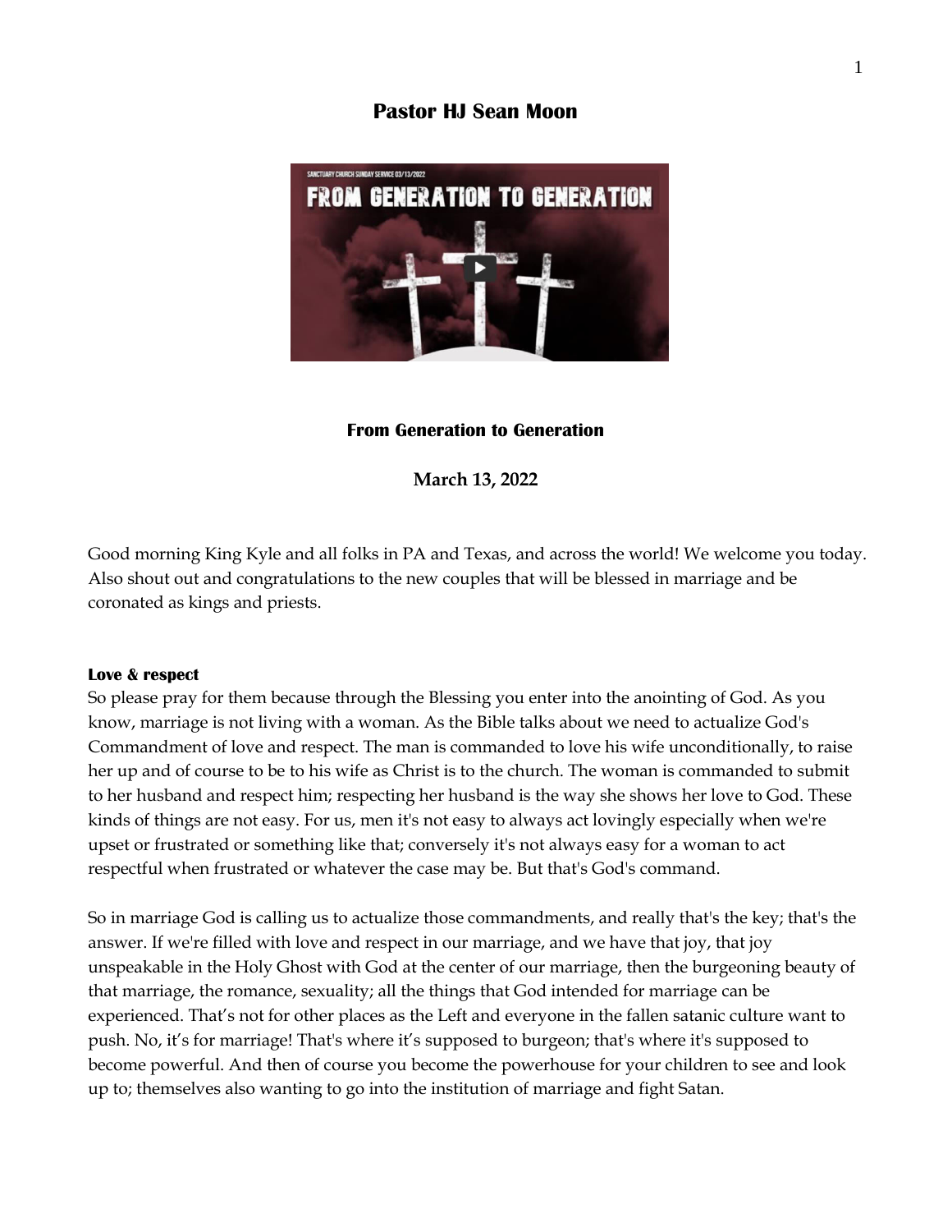# Pastor HJ Sean Moon

## From Generation to Generation

**March 13, 2022**

Good morning King Kyle and all folks in PA and Texas, and across the world! We welcome you today. Also shout out and congratulations to the new couples that will be blessed in marriage and be coronated as kings and priests.

**Love & respect**

So please pray for them because through the Blessing you enter into the anointing of God. As you know, marriage is not living with a woman. As the Bible talks about we need to actualize God's Commandment of love and respect. The man is commanded to love his wife unconditionally, to raise her up and of course to be to his wife as Christ is to the church. The woman is commanded to submit to her husband and respect him; respecting her husband is the way she shows her love to God. These kinds of things are not easy. For us, men it's not easy to always act lovingly especially when we're upset or frustrated or something like that; conversely it's not always easy for a woman to act respectful when frustrated or whatever the case may be. But that's God's command.

So in marriage God is calling us to actualize those commandments, and really that's the key; that's the answer. If we're filled with love and respect in our marriage, and we have that joy, that joy unspeakable in the Holy Ghost with God at the center of our marriage, then the burgeoning beauty of that marriage, the romance, sexuality; all the things that God intended for marriage can be experienced. That's not for other places as the Left and everyone in the fallen satanic culture want to push. No, it's for marriage! That's where it's supposed to burgeon; that's where it's supposed to become powerful. And then of course you become the powerhouse for your children to see and look up to; themselves also wanting to go into the institution of marriage and fight Satan.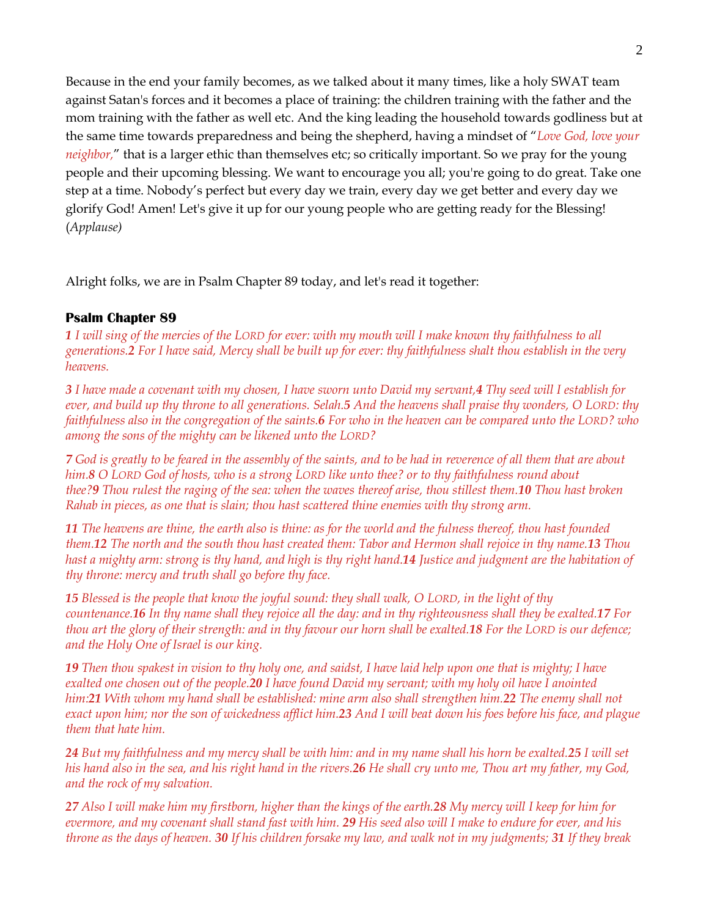Because in the end your family becomes, as we talked about it many times, like a holy SWAT team against Satan's forces and it becomes a place of training: the children training with the father and the mom training with the father as well etc. And the king leading the household towards godliness but at the same time towards preparedness and being the shepherd, having a mindset of "*Love God, love your neighbor,*" that is a larger ethic than themselves etc; so critically important. So we pray for the young people and their upcoming blessing. We want to encourage you all; you're going to do great. Take one step at a time. Nobody's perfect but every day we train, every day we get better and every day we glorify God! Amen! Let's give it up for our young people who are getting ready for the Blessing! (*Applause)*

Alright folks, we are in Psalm Chapter 89 today, and let's read it together:

### Psalm Chapter 89

***1*** *I will sing of the mercies of the LORD for ever: with my mouth will I make known thy faithfulness to all generations.* ***2*** *For I have said, Mercy shall be built up for ever: thy faithfulness shalt thou establish in the very heavens.*

***3*** *I have made a covenant with my chosen, I have sworn unto David my servant,* ***4*** *Thy seed will I establish for ever, and build up thy throne to all generations. Selah.* ***5*** *And the heavens shall praise thy wonders, O LORD: thy faithfulness also in the congregation of the saints.* ***6*** *For who in the heaven can be compared unto the LORD? who among the sons of the mighty can be likened unto the LORD?*

***7*** *God is greatly to be feared in the assembly of the saints, and to be had in reverence of all them that are about him.* ***8*** *O LORD God of hosts, who is a strong LORD like unto thee? or to thy faithfulness round about thee?* ***9*** *Thou rulest the raging of the sea: when the waves thereof arise, thou stillest them.* ***10*** *Thou hast broken Rahab in pieces, as one that is slain; thou hast scattered thine enemies with thy strong arm.*

***11*** *The heavens are thine, the earth also is thine: as for the world and the fulness thereof, thou hast founded them.* ***12*** *The north and the south thou hast created them: Tabor and Hermon shall rejoice in thy name.* ***13*** *Thou hast a mighty arm: strong is thy hand, and high is thy right hand.* ***14*** *Justice and judgment are the habitation of thy throne: mercy and truth shall go before thy face.*

***15*** *Blessed is the people that know the joyful sound: they shall walk, O LORD, in the light of thy countenance.* ***16*** *In thy name shall they rejoice all the day: and in thy righteousness shall they be exalted.* ***17*** *For thou art the glory of their strength: and in thy favour our horn shall be exalted.* ***18*** *For the LORD is our defence; and the Holy One of Israel is our king.*

***19*** *Then thou spakest in vision to thy holy one, and saidst, I have laid help upon one that is mighty; I have exalted one chosen out of the people.* ***20*** *I have found David my servant; with my holy oil have I anointed him:* ***21*** *With whom my hand shall be established: mine arm also shall strengthen him.* ***22*** *The enemy shall not exact upon him; nor the son of wickedness afflict him.* ***23*** *And I will beat down his foes before his face, and plague them that hate him.*

***24*** *But my faithfulness and my mercy shall be with him: and in my name shall his horn be exalted.* ***25*** *I will set his hand also in the sea, and his right hand in the rivers.* ***26*** *He shall cry unto me, Thou art my father, my God, and the rock of my salvation.*

***27*** *Also I will make him my firstborn, higher than the kings of the earth.* ***28*** *My mercy will I keep for him for evermore, and my covenant shall stand fast with him.* ***29*** *His seed also will I make to endure for ever, and his throne as the days of heaven.* ***30*** *If his children forsake my law, and walk not in my judgments;* ***31*** *If they break*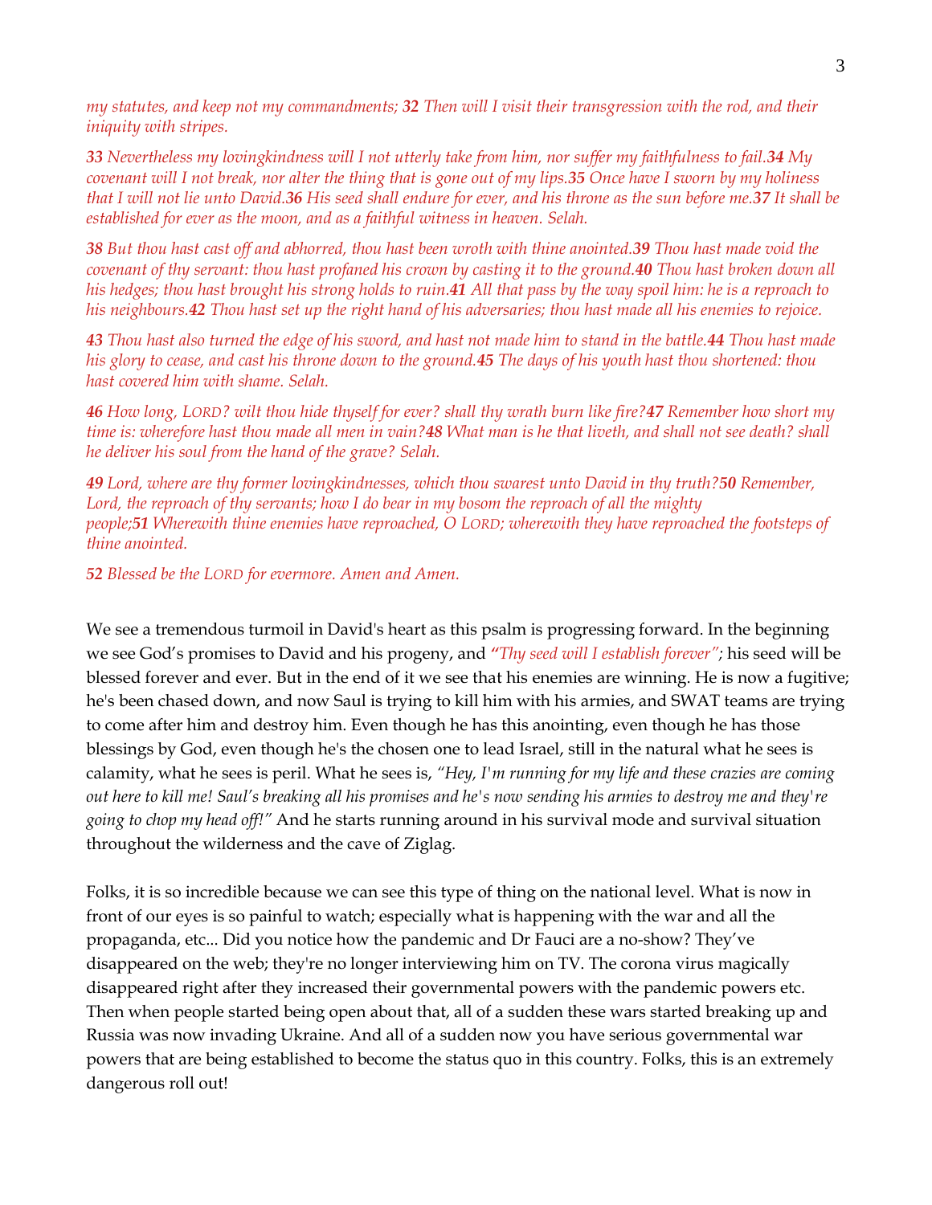*my statutes, and keep not my commandments;* ***32*** *Then will I visit their transgression with the rod, and their iniquity with stripes.*

***33*** *Nevertheless my lovingkindness will I not utterly take from him, nor suffer my faithfulness to fail.****34*** *My covenant will I not break, nor alter the thing that is gone out of my lips.****35*** *Once have I sworn by my holiness that I will not lie unto David.****36*** *His seed shall endure for ever, and his throne as the sun before me.****37*** *It shall be established for ever as the moon, and as a faithful witness in heaven. Selah.*

***38*** *But thou hast cast off and abhorred, thou hast been wroth with thine anointed.****39*** *Thou hast made void the covenant of thy servant: thou hast profaned his crown by casting it to the ground.****40*** *Thou hast broken down all his hedges; thou hast brought his strong holds to ruin.****41*** *All that pass by the way spoil him: he is a reproach to his neighbours.****42*** *Thou hast set up the right hand of his adversaries; thou hast made all his enemies to rejoice.*

***43*** *Thou hast also turned the edge of his sword, and hast not made him to stand in the battle.****44*** *Thou hast made his glory to cease, and cast his throne down to the ground.****45*** *The days of his youth hast thou shortened: thou hast covered him with shame. Selah.*

***46*** *How long, LORD? wilt thou hide thyself for ever? shall thy wrath burn like fire?****47*** *Remember how short my time is: wherefore hast thou made all men in vain?****48*** *What man is he that liveth, and shall not see death? shall he deliver his soul from the hand of the grave? Selah.*

***49*** *Lord, where are thy former lovingkindnesses, which thou swarest unto David in thy truth?****50*** *Remember, Lord, the reproach of thy servants; how I do bear in my bosom the reproach of all the mighty people;****51*** *Wherewith thine enemies have reproached, O LORD; wherewith they have reproached the footsteps of thine anointed.*

***52*** *Blessed be the LORD for evermore. Amen and Amen.*

We see a tremendous turmoil in David's heart as this psalm is progressing forward. In the beginning we see God's promises to David and his progeny, and *"Thy seed will I establish forever"*; his seed will be blessed forever and ever. But in the end of it we see that his enemies are winning. He is now a fugitive; he's been chased down, and now Saul is trying to kill him with his armies, and SWAT teams are trying to come after him and destroy him. Even though he has this anointing, even though he has those blessings by God, even though he's the chosen one to lead Israel, still in the natural what he sees is calamity, what he sees is peril. What he sees is, *"Hey, I'm running for my life and these crazies are coming out here to kill me! Saul's breaking all his promises and he's now sending his armies to destroy me and they're going to chop my head off!"* And he starts running around in his survival mode and survival situation throughout the wilderness and the cave of Ziglag.

Folks, it is so incredible because we can see this type of thing on the national level. What is now in front of our eyes is so painful to watch; especially what is happening with the war and all the propaganda, etc... Did you notice how the pandemic and Dr Fauci are a no-show? They've disappeared on the web; they're no longer interviewing him on TV. The corona virus magically disappeared right after they increased their governmental powers with the pandemic powers etc. Then when people started being open about that, all of a sudden these wars started breaking up and Russia was now invading Ukraine. And all of a sudden now you have serious governmental war powers that are being established to become the status quo in this country. Folks, this is an extremely dangerous roll out!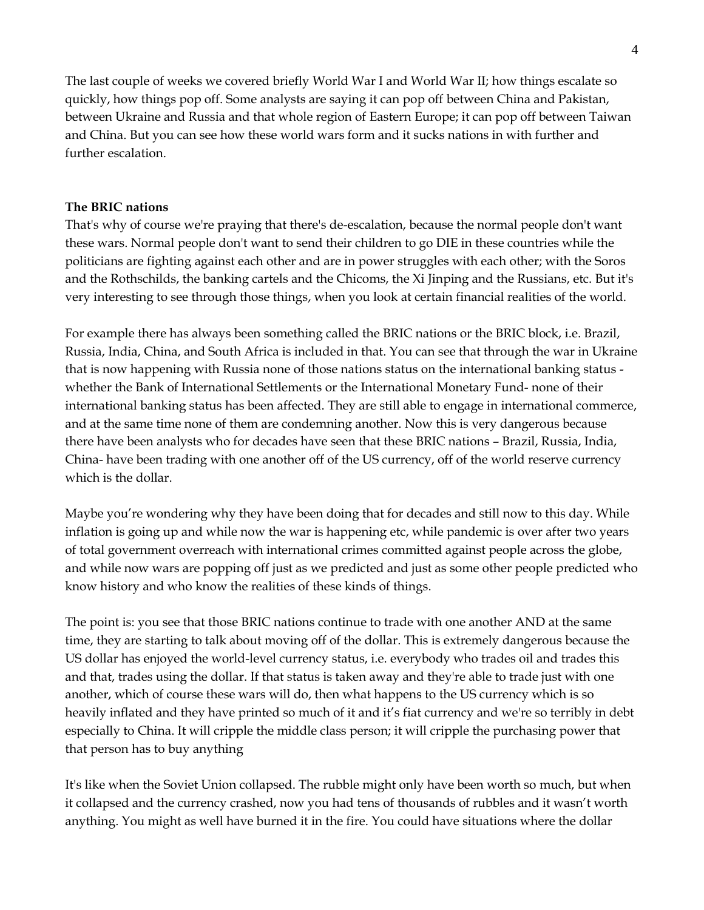The last couple of weeks we covered briefly World War I and World War II; how things escalate so quickly, how things pop off. Some analysts are saying it can pop off between China and Pakistan, between Ukraine and Russia and that whole region of Eastern Europe; it can pop off between Taiwan and China. But you can see how these world wars form and it sucks nations in with further and further escalation.

**The BRIC nations**

That's why of course we're praying that there's de-escalation, because the normal people don't want these wars. Normal people don't want to send their children to go DIE in these countries while the politicians are fighting against each other and are in power struggles with each other; with the Soros and the Rothschilds, the banking cartels and the Chicoms, the Xi Jinping and the Russians, etc. But it's very interesting to see through those things, when you look at certain financial realities of the world.

For example there has always been something called the BRIC nations or the BRIC block, i.e. Brazil, Russia, India, China, and South Africa is included in that. You can see that through the war in Ukraine that is now happening with Russia none of those nations status on the international banking status - whether the Bank of International Settlements or the International Monetary Fund- none of their international banking status has been affected. They are still able to engage in international commerce, and at the same time none of them are condemning another. Now this is very dangerous because there have been analysts who for decades have seen that these BRIC nations – Brazil, Russia, India, China- have been trading with one another off of the US currency, off of the world reserve currency which is the dollar.

Maybe you're wondering why they have been doing that for decades and still now to this day. While inflation is going up and while now the war is happening etc, while pandemic is over after two years of total government overreach with international crimes committed against people across the globe, and while now wars are popping off just as we predicted and just as some other people predicted who know history and who know the realities of these kinds of things.

The point is: you see that those BRIC nations continue to trade with one another AND at the same time, they are starting to talk about moving off of the dollar. This is extremely dangerous because the US dollar has enjoyed the world-level currency status, i.e. everybody who trades oil and trades this and that, trades using the dollar. If that status is taken away and they're able to trade just with one another, which of course these wars will do, then what happens to the US currency which is so heavily inflated and they have printed so much of it and it's fiat currency and we're so terribly in debt especially to China. It will cripple the middle class person; it will cripple the purchasing power that that person has to buy anything

It's like when the Soviet Union collapsed. The rubble might only have been worth so much, but when it collapsed and the currency crashed, now you had tens of thousands of rubbles and it wasn't worth anything. You might as well have burned it in the fire. You could have situations where the dollar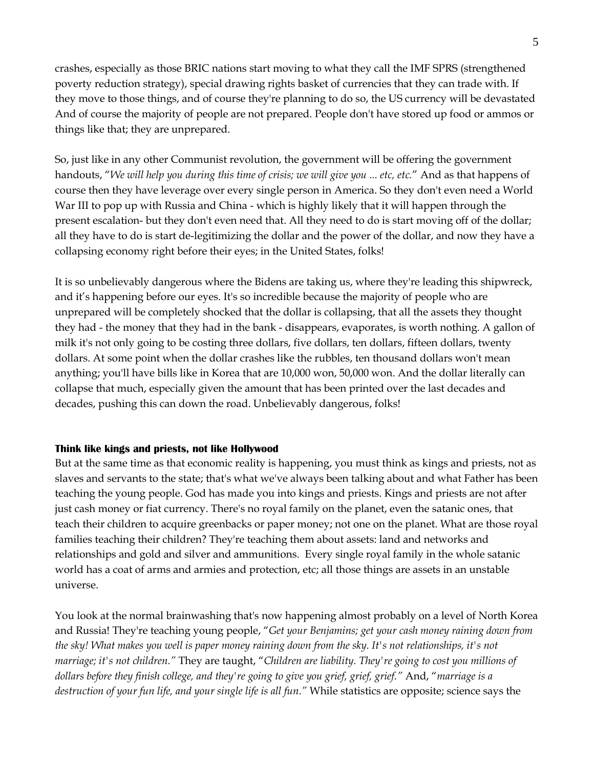crashes, especially as those BRIC nations start moving to what they call the IMF SPRS (strengthened poverty reduction strategy), special drawing rights basket of currencies that they can trade with. If they move to those things, and of course they're planning to do so, the US currency will be devastated And of course the majority of people are not prepared. People don't have stored up food or ammos or things like that; they are unprepared.

So, just like in any other Communist revolution, the government will be offering the government handouts, "*We will help you during this time of crisis; we will give you ... etc, etc.*" And as that happens of course then they have leverage over every single person in America. So they don't even need a World War III to pop up with Russia and China - which is highly likely that it will happen through the present escalation- but they don't even need that. All they need to do is start moving off of the dollar; all they have to do is start de-legitimizing the dollar and the power of the dollar, and now they have a collapsing economy right before their eyes; in the United States, folks!

It is so unbelievably dangerous where the Bidens are taking us, where they're leading this shipwreck, and it's happening before our eyes. It's so incredible because the majority of people who are unprepared will be completely shocked that the dollar is collapsing, that all the assets they thought they had - the money that they had in the bank - disappears, evaporates, is worth nothing. A gallon of milk it's not only going to be costing three dollars, five dollars, ten dollars, fifteen dollars, twenty dollars. At some point when the dollar crashes like the rubbles, ten thousand dollars won't mean anything; you'll have bills like in Korea that are 10,000 won, 50,000 won. And the dollar literally can collapse that much, especially given the amount that has been printed over the last decades and decades, pushing this can down the road. Unbelievably dangerous, folks!

**Think like kings and priests, not like Hollywood**

But at the same time as that economic reality is happening, you must think as kings and priests, not as slaves and servants to the state; that's what we've always been talking about and what Father has been teaching the young people. God has made you into kings and priests. Kings and priests are not after just cash money or fiat currency. There's no royal family on the planet, even the satanic ones, that teach their children to acquire greenbacks or paper money; not one on the planet. What are those royal families teaching their children? They're teaching them about assets: land and networks and relationships and gold and silver and ammunitions. Every single royal family in the whole satanic world has a coat of arms and armies and protection, etc; all those things are assets in an unstable universe.

You look at the normal brainwashing that's now happening almost probably on a level of North Korea and Russia! They're teaching young people, "*Get your Benjamins; get your cash money raining down from the sky! What makes you well is paper money raining down from the sky. It's not relationships, it's not marriage; it's not children.*" They are taught, "*Children are liability. They're going to cost you millions of dollars before they finish college, and they're going to give you grief, grief, grief.*" And, "*marriage is a destruction of your fun life, and your single life is all fun.*" While statistics are opposite; science says the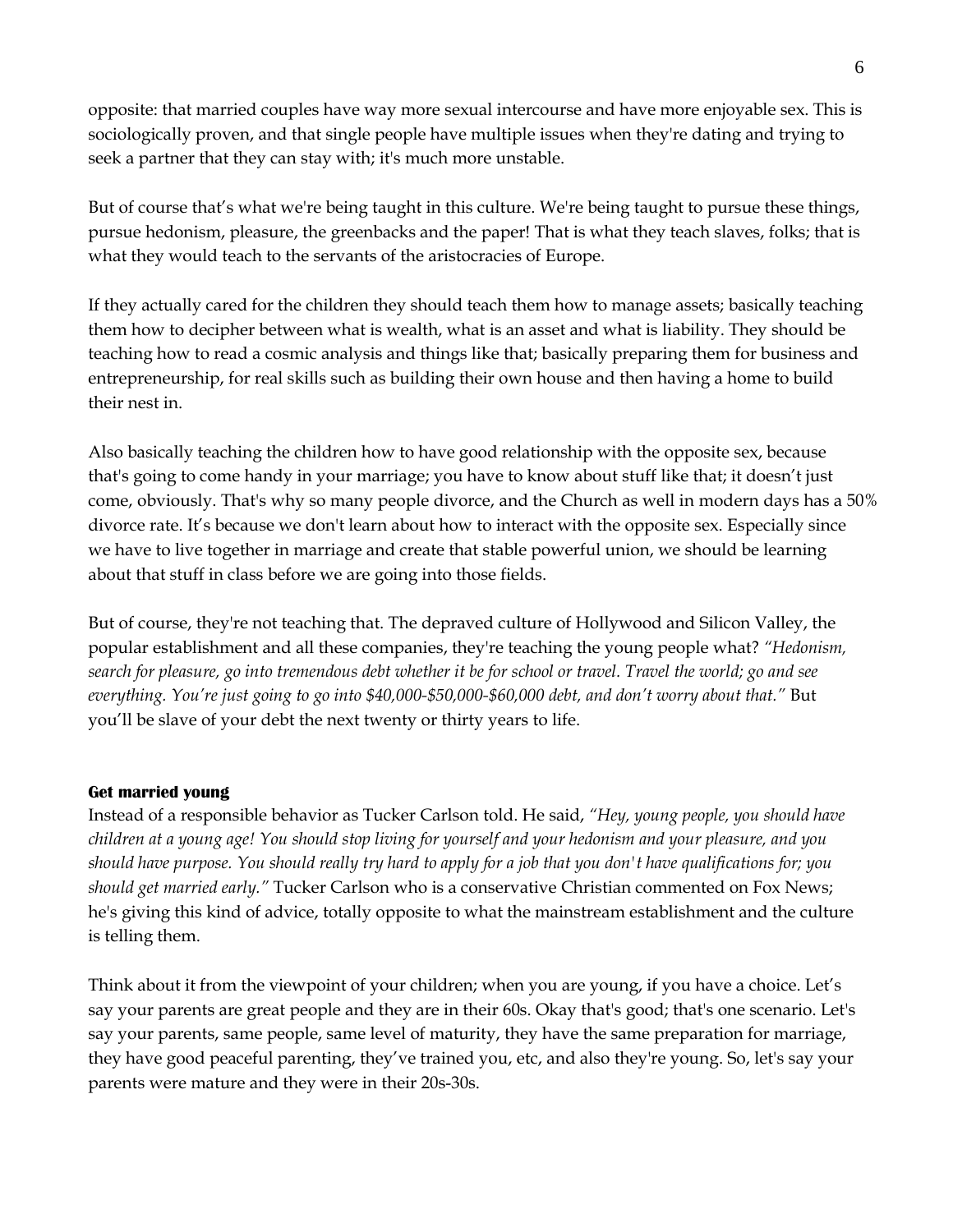opposite: that married couples have way more sexual intercourse and have more enjoyable sex. This is sociologically proven, and that single people have multiple issues when they're dating and trying to seek a partner that they can stay with; it's much more unstable.

But of course that's what we're being taught in this culture. We're being taught to pursue these things, pursue hedonism, pleasure, the greenbacks and the paper! That is what they teach slaves, folks; that is what they would teach to the servants of the aristocracies of Europe.

If they actually cared for the children they should teach them how to manage assets; basically teaching them how to decipher between what is wealth, what is an asset and what is liability. They should be teaching how to read a cosmic analysis and things like that; basically preparing them for business and entrepreneurship, for real skills such as building their own house and then having a home to build their nest in.

Also basically teaching the children how to have good relationship with the opposite sex, because that's going to come handy in your marriage; you have to know about stuff like that; it doesn't just come, obviously. That's why so many people divorce, and the Church as well in modern days has a 50% divorce rate. It's because we don't learn about how to interact with the opposite sex. Especially since we have to live together in marriage and create that stable powerful union, we should be learning about that stuff in class before we are going into those fields.

But of course, they're not teaching that. The depraved culture of Hollywood and Silicon Valley, the popular establishment and all these companies, they're teaching the young people what? *"Hedonism, search for pleasure, go into tremendous debt whether it be for school or travel. Travel the world; go and see everything. You're just going to go into $40,000-$50,000-$60,000 debt, and don't worry about that."* But you'll be slave of your debt the next twenty or thirty years to life.

### Get married young

Instead of a responsible behavior as Tucker Carlson told. He said, *"Hey, young people, you should have children at a young age! You should stop living for yourself and your hedonism and your pleasure, and you should have purpose. You should really try hard to apply for a job that you don't have qualifications for; you should get married early."* Tucker Carlson who is a conservative Christian commented on Fox News; he's giving this kind of advice, totally opposite to what the mainstream establishment and the culture is telling them.

Think about it from the viewpoint of your children; when you are young, if you have a choice. Let's say your parents are great people and they are in their 60s. Okay that's good; that's one scenario. Let's say your parents, same people, same level of maturity, they have the same preparation for marriage, they have good peaceful parenting, they've trained you, etc, and also they're young. So, let's say your parents were mature and they were in their 20s-30s.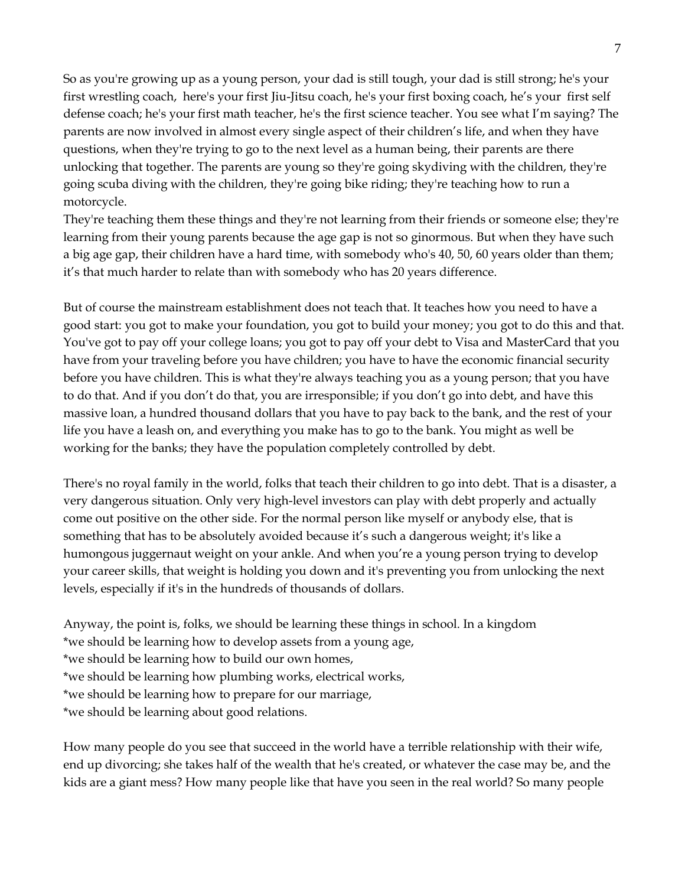So as you're growing up as a young person, your dad is still tough, your dad is still strong; he's your first wrestling coach, here's your first Jiu-Jitsu coach, he's your first boxing coach, he's your first self defense coach; he's your first math teacher, he's the first science teacher. You see what I'm saying? The parents are now involved in almost every single aspect of their children's life, and when they have questions, when they're trying to go to the next level as a human being, their parents are there unlocking that together. The parents are young so they're going skydiving with the children, they're going scuba diving with the children, they're going bike riding; they're teaching how to run a motorcycle.
They're teaching them these things and they're not learning from their friends or someone else; they're learning from their young parents because the age gap is not so ginormous. But when they have such a big age gap, their children have a hard time, with somebody who's 40, 50, 60 years older than them; it's that much harder to relate than with somebody who has 20 years difference.

But of course the mainstream establishment does not teach that. It teaches how you need to have a good start: you got to make your foundation, you got to build your money; you got to do this and that. You've got to pay off your college loans; you got to pay off your debt to Visa and MasterCard that you have from your traveling before you have children; you have to have the economic financial security before you have children. This is what they're always teaching you as a young person; that you have to do that. And if you don't do that, you are irresponsible; if you don't go into debt, and have this massive loan, a hundred thousand dollars that you have to pay back to the bank, and the rest of your life you have a leash on, and everything you make has to go to the bank. You might as well be working for the banks; they have the population completely controlled by debt.

There's no royal family in the world, folks that teach their children to go into debt. That is a disaster, a very dangerous situation. Only very high-level investors can play with debt properly and actually come out positive on the other side. For the normal person like myself or anybody else, that is something that has to be absolutely avoided because it's such a dangerous weight; it's like a humongous juggernaut weight on your ankle. And when you're a young person trying to develop your career skills, that weight is holding you down and it's preventing you from unlocking the next levels, especially if it's in the hundreds of thousands of dollars.

Anyway, the point is, folks, we should be learning these things in school. In a kingdom
*we should be learning how to develop assets from a young age,
*we should be learning how to build our own homes,
*we should be learning how plumbing works, electrical works,
*we should be learning how to prepare for our marriage,
*we should be learning about good relations.

How many people do you see that succeed in the world have a terrible relationship with their wife, end up divorcing; she takes half of the wealth that he's created, or whatever the case may be, and the kids are a giant mess? How many people like that have you seen in the real world? So many people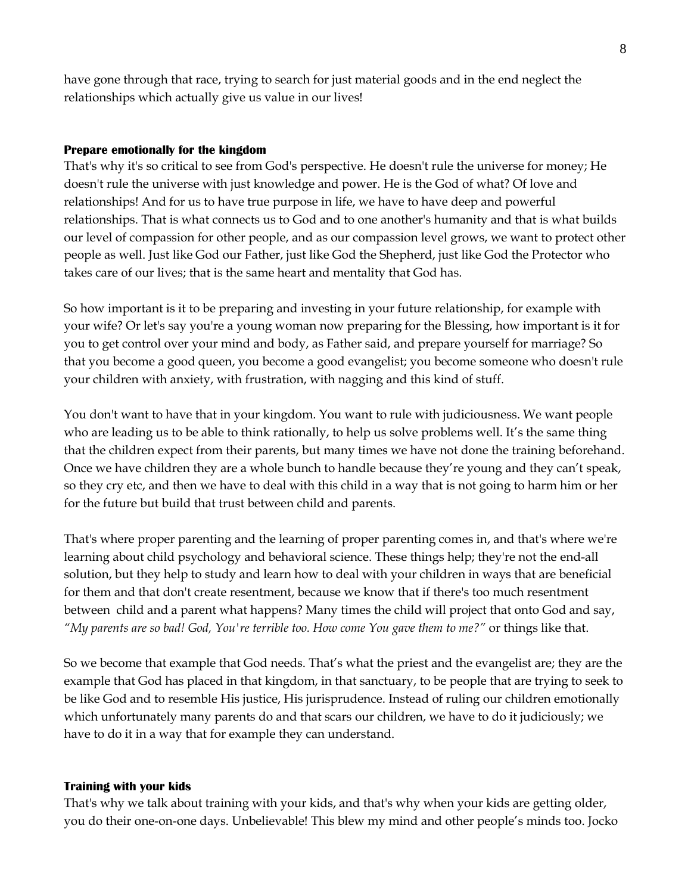have gone through that race, trying to search for just material goods and in the end neglect the relationships which actually give us value in our lives!

**Prepare emotionally for the kingdom**

That's why it's so critical to see from God's perspective. He doesn't rule the universe for money; He doesn't rule the universe with just knowledge and power. He is the God of what? Of love and relationships! And for us to have true purpose in life, we have to have deep and powerful relationships. That is what connects us to God and to one another's humanity and that is what builds our level of compassion for other people, and as our compassion level grows, we want to protect other people as well. Just like God our Father, just like God the Shepherd, just like God the Protector who takes care of our lives; that is the same heart and mentality that God has.

So how important is it to be preparing and investing in your future relationship, for example with your wife? Or let's say you're a young woman now preparing for the Blessing, how important is it for you to get control over your mind and body, as Father said, and prepare yourself for marriage? So that you become a good queen, you become a good evangelist; you become someone who doesn't rule your children with anxiety, with frustration, with nagging and this kind of stuff.

You don't want to have that in your kingdom. You want to rule with judiciousness. We want people who are leading us to be able to think rationally, to help us solve problems well. It's the same thing that the children expect from their parents, but many times we have not done the training beforehand. Once we have children they are a whole bunch to handle because they're young and they can't speak, so they cry etc, and then we have to deal with this child in a way that is not going to harm him or her for the future but build that trust between child and parents.

That's where proper parenting and the learning of proper parenting comes in, and that's where we're learning about child psychology and behavioral science. These things help; they're not the end-all solution, but they help to study and learn how to deal with your children in ways that are beneficial for them and that don't create resentment, because we know that if there's too much resentment between child and a parent what happens? Many times the child will project that onto God and say, *"My parents are so bad! God, You're terrible too. How come You gave them to me?"* or things like that.

So we become that example that God needs. That's what the priest and the evangelist are; they are the example that God has placed in that kingdom, in that sanctuary, to be people that are trying to seek to be like God and to resemble His justice, His jurisprudence. Instead of ruling our children emotionally which unfortunately many parents do and that scars our children, we have to do it judiciously; we have to do it in a way that for example they can understand.

**Training with your kids**

That's why we talk about training with your kids, and that's why when your kids are getting older, you do their one-on-one days. Unbelievable! This blew my mind and other people's minds too. Jocko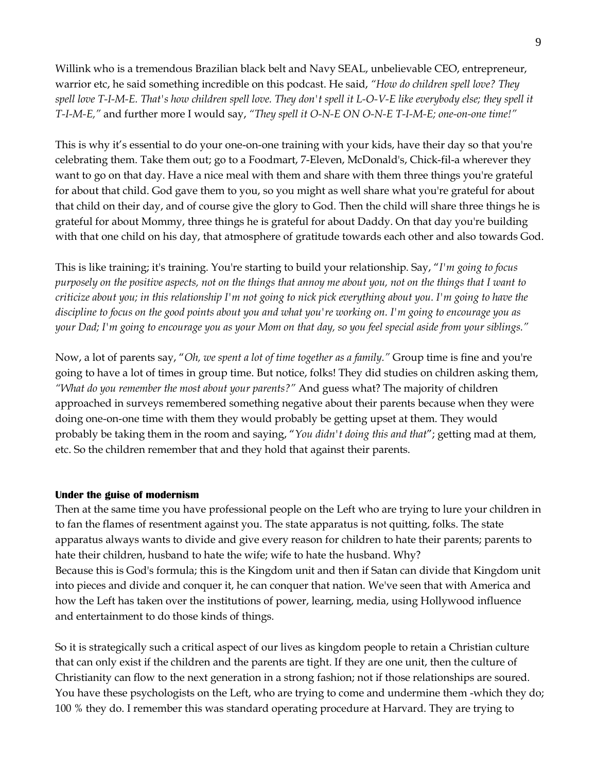Willink who is a tremendous Brazilian black belt and Navy SEAL, unbelievable CEO, entrepreneur, warrior etc, he said something incredible on this podcast. He said, *"How do children spell love? They spell love T-I-M-E. That's how children spell love. They don't spell it L-O-V-E like everybody else; they spell it T-I-M-E,"* and further more I would say, *"They spell it O-N-E ON O-N-E T-I-M-E; one-on-one time!"*

This is why it's essential to do your one-on-one training with your kids, have their day so that you're celebrating them. Take them out; go to a Foodmart, 7-Eleven, McDonald's, Chick-fil-a wherever they want to go on that day. Have a nice meal with them and share with them three things you're grateful for about that child. God gave them to you, so you might as well share what you're grateful for about that child on their day, and of course give the glory to God. Then the child will share three things he is grateful for about Mommy, three things he is grateful for about Daddy. On that day you're building with that one child on his day, that atmosphere of gratitude towards each other and also towards God.

This is like training; it's training. You're starting to build your relationship. Say, "*I'm going to focus purposely on the positive aspects, not on the things that annoy me about you, not on the things that I want to criticize about you; in this relationship I'm not going to nick pick everything about you. I'm going to have the discipline to focus on the good points about you and what you're working on. I'm going to encourage you as your Dad; I'm going to encourage you as your Mom on that day, so you feel special aside from your siblings."*

Now, a lot of parents say, "*Oh, we spent a lot of time together as a family."* Group time is fine and you're going to have a lot of times in group time. But notice, folks! They did studies on children asking them, *"What do you remember the most about your parents?"* And guess what? The majority of children approached in surveys remembered something negative about their parents because when they were doing one-on-one time with them they would probably be getting upset at them. They would probably be taking them in the room and saying, "*You didn't doing this and that*"; getting mad at them, etc. So the children remember that and they hold that against their parents.

**Under the guise of modernism**

Then at the same time you have professional people on the Left who are trying to lure your children in to fan the flames of resentment against you. The state apparatus is not quitting, folks. The state apparatus always wants to divide and give every reason for children to hate their parents; parents to hate their children, husband to hate the wife; wife to hate the husband. Why?
Because this is God's formula; this is the Kingdom unit and then if Satan can divide that Kingdom unit into pieces and divide and conquer it, he can conquer that nation. We've seen that with America and how the Left has taken over the institutions of power, learning, media, using Hollywood influence and entertainment to do those kinds of things.

So it is strategically such a critical aspect of our lives as kingdom people to retain a Christian culture that can only exist if the children and the parents are tight. If they are one unit, then the culture of Christianity can flow to the next generation in a strong fashion; not if those relationships are soured. You have these psychologists on the Left, who are trying to come and undermine them -which they do; 100 % they do. I remember this was standard operating procedure at Harvard. They are trying to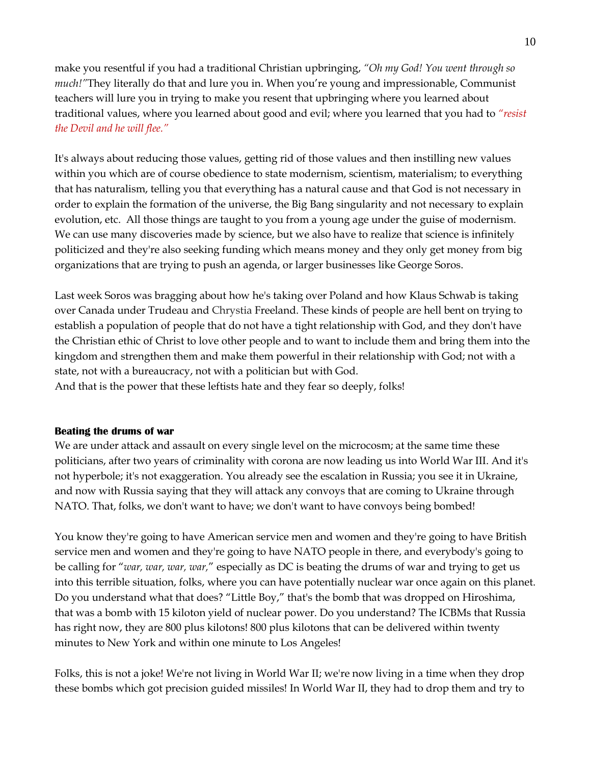make you resentful if you had a traditional Christian upbringing, *"Oh my God! You went through so much!"*They literally do that and lure you in. When you're young and impressionable, Communist teachers will lure you in trying to make you resent that upbringing where you learned about traditional values, where you learned about good and evil; where you learned that you had to *"resist the Devil and he will flee."*

It's always about reducing those values, getting rid of those values and then instilling new values within you which are of course obedience to state modernism, scientism, materialism; to everything that has naturalism, telling you that everything has a natural cause and that God is not necessary in order to explain the formation of the universe, the Big Bang singularity and not necessary to explain evolution, etc. All those things are taught to you from a young age under the guise of modernism. We can use many discoveries made by science, but we also have to realize that science is infinitely politicized and they're also seeking funding which means money and they only get money from big organizations that are trying to push an agenda, or larger businesses like George Soros.

Last week Soros was bragging about how he's taking over Poland and how Klaus Schwab is taking over Canada under Trudeau and Chrystia Freeland. These kinds of people are hell bent on trying to establish a population of people that do not have a tight relationship with God, and they don't have the Christian ethic of Christ to love other people and to want to include them and bring them into the kingdom and strengthen them and make them powerful in their relationship with God; not with a state, not with a bureaucracy, not with a politician but with God.
And that is the power that these leftists hate and they fear so deeply, folks!

**Beating the drums of war**

We are under attack and assault on every single level on the microcosm; at the same time these politicians, after two years of criminality with corona are now leading us into World War III. And it's not hyperbole; it's not exaggeration. You already see the escalation in Russia; you see it in Ukraine, and now with Russia saying that they will attack any convoys that are coming to Ukraine through NATO. That, folks, we don't want to have; we don't want to have convoys being bombed!

You know they're going to have American service men and women and they're going to have British service men and women and they're going to have NATO people in there, and everybody's going to be calling for "*war, war, war, war,*" especially as DC is beating the drums of war and trying to get us into this terrible situation, folks, where you can have potentially nuclear war once again on this planet. Do you understand what that does? "Little Boy," that's the bomb that was dropped on Hiroshima, that was a bomb with 15 kiloton yield of nuclear power. Do you understand? The ICBMs that Russia has right now, they are 800 plus kilotons! 800 plus kilotons that can be delivered within twenty minutes to New York and within one minute to Los Angeles!

Folks, this is not a joke! We're not living in World War II; we're now living in a time when they drop these bombs which got precision guided missiles! In World War II, they had to drop them and try to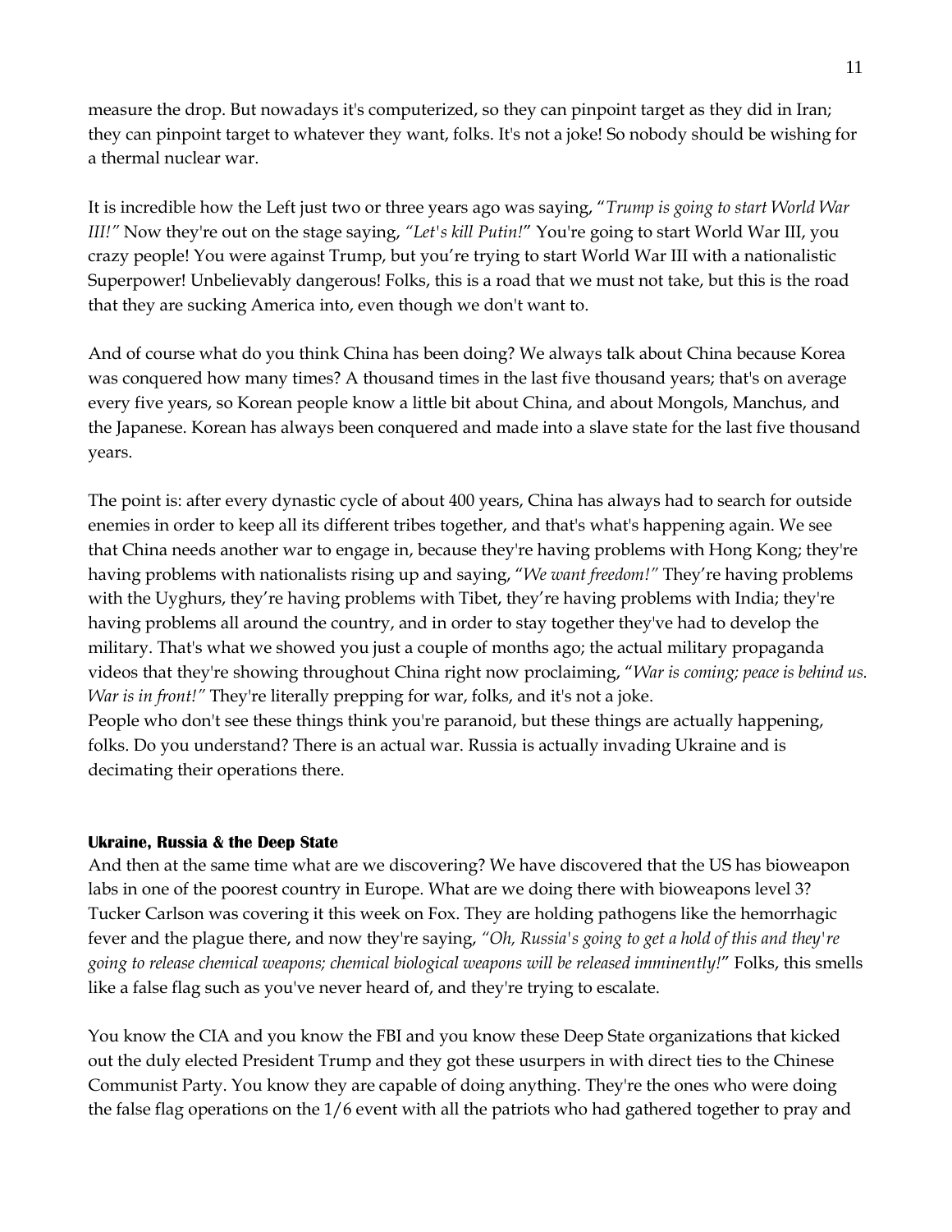measure the drop. But nowadays it's computerized, so they can pinpoint target as they did in Iran; they can pinpoint target to whatever they want, folks. It's not a joke! So nobody should be wishing for a thermal nuclear war.

It is incredible how the Left just two or three years ago was saying, "*Trump is going to start World War III!"* Now they're out on the stage saying, *"Let's kill Putin!*" You're going to start World War III, you crazy people! You were against Trump, but you're trying to start World War III with a nationalistic Superpower! Unbelievably dangerous! Folks, this is a road that we must not take, but this is the road that they are sucking America into, even though we don't want to.

And of course what do you think China has been doing? We always talk about China because Korea was conquered how many times? A thousand times in the last five thousand years; that's on average every five years, so Korean people know a little bit about China, and about Mongols, Manchus, and the Japanese. Korean has always been conquered and made into a slave state for the last five thousand years.

The point is: after every dynastic cycle of about 400 years, China has always had to search for outside enemies in order to keep all its different tribes together, and that's what's happening again. We see that China needs another war to engage in, because they're having problems with Hong Kong; they're having problems with nationalists rising up and saying, "*We want freedom!"* They're having problems with the Uyghurs, they're having problems with Tibet, they're having problems with India; they're having problems all around the country, and in order to stay together they've had to develop the military. That's what we showed you just a couple of months ago; the actual military propaganda videos that they're showing throughout China right now proclaiming, "*War is coming; peace is behind us. War is in front!"* They're literally prepping for war, folks, and it's not a joke.
People who don't see these things think you're paranoid, but these things are actually happening, folks. Do you understand? There is an actual war. Russia is actually invading Ukraine and is decimating their operations there.

**Ukraine, Russia & the Deep State**

And then at the same time what are we discovering? We have discovered that the US has bioweapon labs in one of the poorest country in Europe. What are we doing there with bioweapons level 3? Tucker Carlson was covering it this week on Fox. They are holding pathogens like the hemorrhagic fever and the plague there, and now they're saying, *"Oh, Russia's going to get a hold of this and they're going to release chemical weapons; chemical biological weapons will be released imminently!*" Folks, this smells like a false flag such as you've never heard of, and they're trying to escalate.

You know the CIA and you know the FBI and you know these Deep State organizations that kicked out the duly elected President Trump and they got these usurpers in with direct ties to the Chinese Communist Party. You know they are capable of doing anything. They're the ones who were doing the false flag operations on the 1/6 event with all the patriots who had gathered together to pray and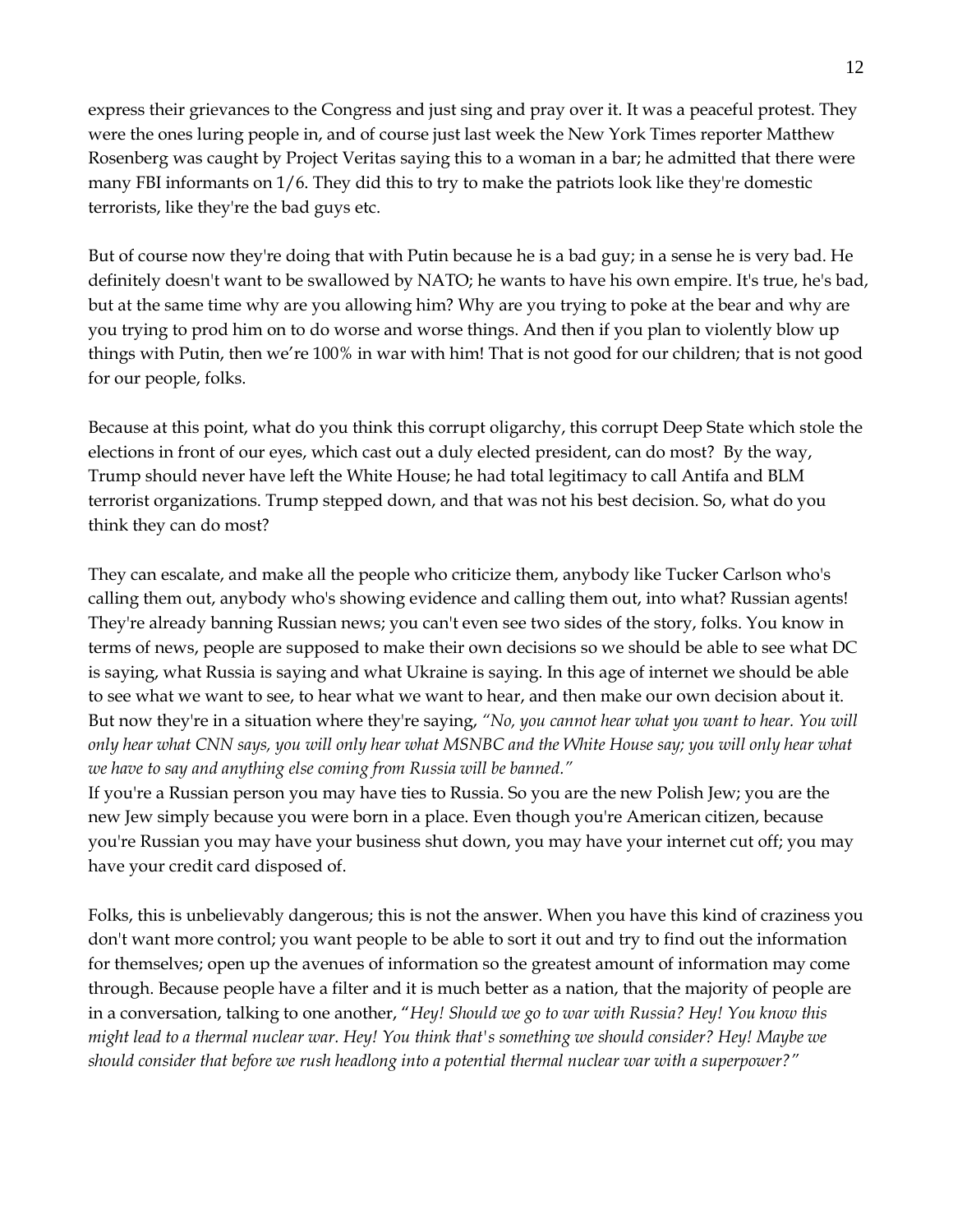express their grievances to the Congress and just sing and pray over it. It was a peaceful protest. They were the ones luring people in, and of course just last week the New York Times reporter Matthew Rosenberg was caught by Project Veritas saying this to a woman in a bar; he admitted that there were many FBI informants on 1/6. They did this to try to make the patriots look like they're domestic terrorists, like they're the bad guys etc.

But of course now they're doing that with Putin because he is a bad guy; in a sense he is very bad. He definitely doesn't want to be swallowed by NATO; he wants to have his own empire. It's true, he's bad, but at the same time why are you allowing him? Why are you trying to poke at the bear and why are you trying to prod him on to do worse and worse things. And then if you plan to violently blow up things with Putin, then we're 100% in war with him! That is not good for our children; that is not good for our people, folks.

Because at this point, what do you think this corrupt oligarchy, this corrupt Deep State which stole the elections in front of our eyes, which cast out a duly elected president, can do most? By the way, Trump should never have left the White House; he had total legitimacy to call Antifa and BLM terrorist organizations. Trump stepped down, and that was not his best decision. So, what do you think they can do most?

They can escalate, and make all the people who criticize them, anybody like Tucker Carlson who's calling them out, anybody who's showing evidence and calling them out, into what? Russian agents! They're already banning Russian news; you can't even see two sides of the story, folks. You know in terms of news, people are supposed to make their own decisions so we should be able to see what DC is saying, what Russia is saying and what Ukraine is saying. In this age of internet we should be able to see what we want to see, to hear what we want to hear, and then make our own decision about it. But now they're in a situation where they're saying, *"No, you cannot hear what you want to hear. You will only hear what CNN says, you will only hear what MSNBC and the White House say; you will only hear what we have to say and anything else coming from Russia will be banned."*

If you're a Russian person you may have ties to Russia. So you are the new Polish Jew; you are the new Jew simply because you were born in a place. Even though you're American citizen, because you're Russian you may have your business shut down, you may have your internet cut off; you may have your credit card disposed of.

Folks, this is unbelievably dangerous; this is not the answer. When you have this kind of craziness you don't want more control; you want people to be able to sort it out and try to find out the information for themselves; open up the avenues of information so the greatest amount of information may come through. Because people have a filter and it is much better as a nation, that the majority of people are in a conversation, talking to one another, "*Hey! Should we go to war with Russia? Hey! You know this might lead to a thermal nuclear war. Hey! You think that's something we should consider? Hey! Maybe we should consider that before we rush headlong into a potential thermal nuclear war with a superpower?"*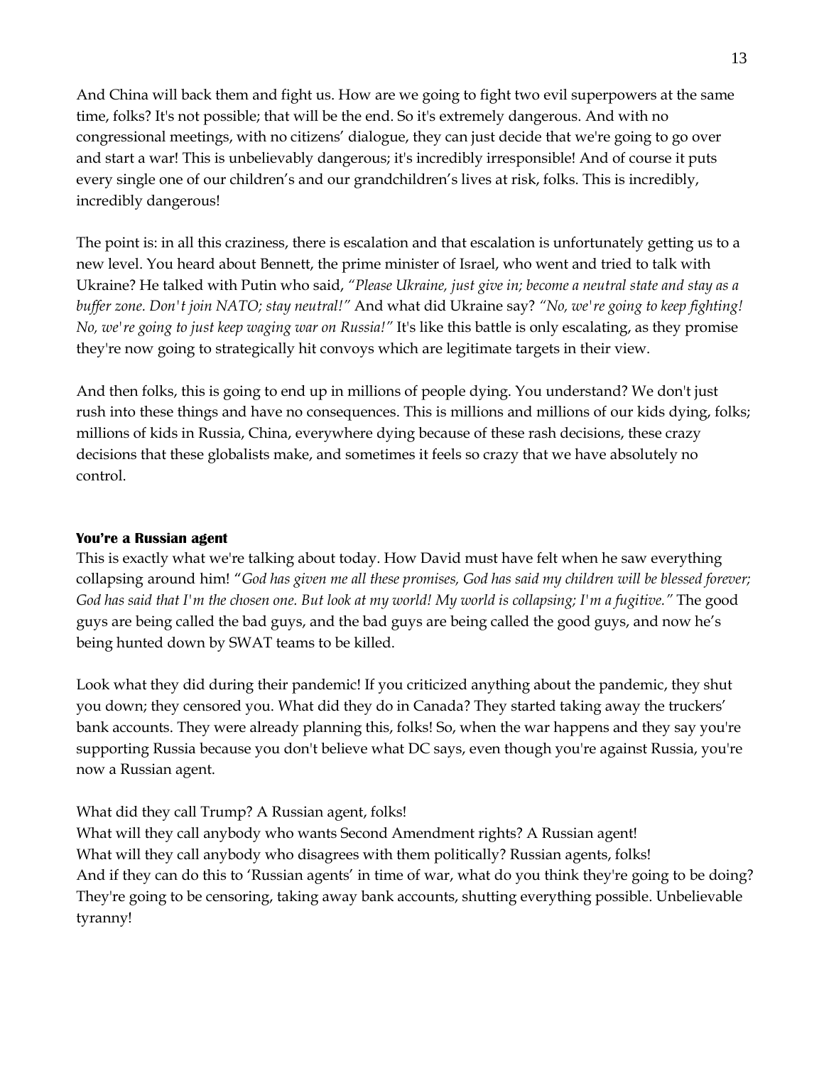And China will back them and fight us. How are we going to fight two evil superpowers at the same time, folks? It's not possible; that will be the end. So it's extremely dangerous. And with no congressional meetings, with no citizens' dialogue, they can just decide that we're going to go over and start a war! This is unbelievably dangerous; it's incredibly irresponsible! And of course it puts every single one of our children's and our grandchildren's lives at risk, folks. This is incredibly, incredibly dangerous!

The point is: in all this craziness, there is escalation and that escalation is unfortunately getting us to a new level. You heard about Bennett, the prime minister of Israel, who went and tried to talk with Ukraine? He talked with Putin who said, *"Please Ukraine, just give in; become a neutral state and stay as a buffer zone. Don't join NATO; stay neutral!"* And what did Ukraine say? *"No, we're going to keep fighting! No, we're going to just keep waging war on Russia!"* It's like this battle is only escalating, as they promise they're now going to strategically hit convoys which are legitimate targets in their view.

And then folks, this is going to end up in millions of people dying. You understand? We don't just rush into these things and have no consequences. This is millions and millions of our kids dying, folks; millions of kids in Russia, China, everywhere dying because of these rash decisions, these crazy decisions that these globalists make, and sometimes it feels so crazy that we have absolutely no control.

**You're a Russian agent**

This is exactly what we're talking about today. How David must have felt when he saw everything collapsing around him! "*God has given me all these promises, God has said my children will be blessed forever; God has said that I'm the chosen one. But look at my world! My world is collapsing; I'm a fugitive."* The good guys are being called the bad guys, and the bad guys are being called the good guys, and now he's being hunted down by SWAT teams to be killed.

Look what they did during their pandemic! If you criticized anything about the pandemic, they shut you down; they censored you. What did they do in Canada? They started taking away the truckers' bank accounts. They were already planning this, folks! So, when the war happens and they say you're supporting Russia because you don't believe what DC says, even though you're against Russia, you're now a Russian agent.

What did they call Trump? A Russian agent, folks!
What will they call anybody who wants Second Amendment rights? A Russian agent!
What will they call anybody who disagrees with them politically? Russian agents, folks!
And if they can do this to 'Russian agents' in time of war, what do you think they're going to be doing? They're going to be censoring, taking away bank accounts, shutting everything possible. Unbelievable tyranny!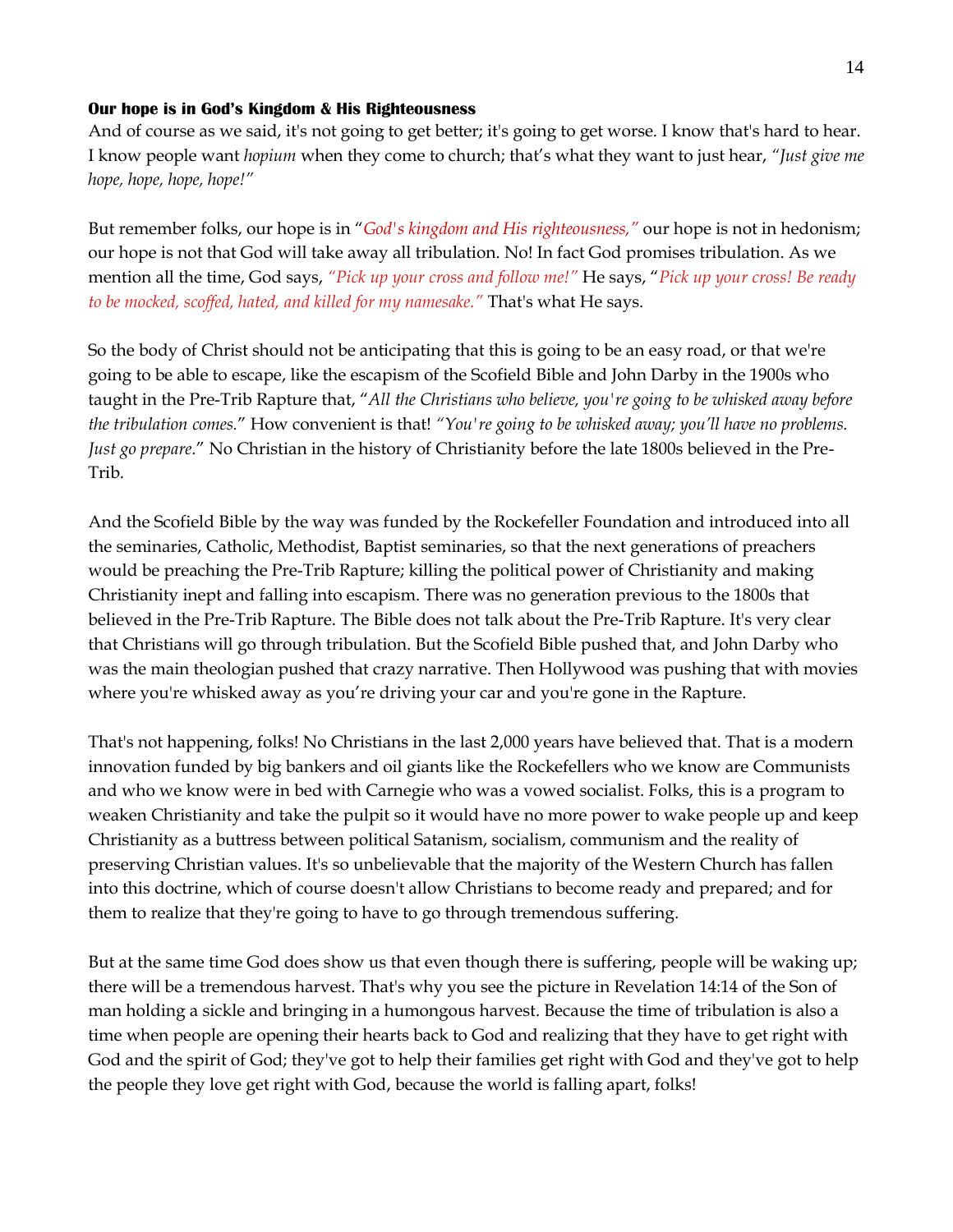**Our hope is in God's Kingdom & His Righteousness**

And of course as we said, it's not going to get better; it's going to get worse. I know that's hard to hear. I know people want *hopium* when they come to church; that's what they want to just hear, *"Just give me hope, hope, hope, hope!"*

But remember folks, our hope is in "*God's kingdom and His righteousness,"* our hope is not in hedonism; our hope is not that God will take away all tribulation. No! In fact God promises tribulation. As we mention all the time, God says, *"Pick up your cross and follow me!"* He says, "*Pick up your cross! Be ready to be mocked, scoffed, hated, and killed for my namesake."* That's what He says.

So the body of Christ should not be anticipating that this is going to be an easy road, or that we're going to be able to escape, like the escapism of the Scofield Bible and John Darby in the 1900s who taught in the Pre-Trib Rapture that, "*All the Christians who believe, you're going to be whisked away before the tribulation comes.*" How convenient is that! *"You're going to be whisked away; you'll have no problems. Just go prepare.*" No Christian in the history of Christianity before the late 1800s believed in the Pre-Trib.

And the Scofield Bible by the way was funded by the Rockefeller Foundation and introduced into all the seminaries, Catholic, Methodist, Baptist seminaries, so that the next generations of preachers would be preaching the Pre-Trib Rapture; killing the political power of Christianity and making Christianity inept and falling into escapism. There was no generation previous to the 1800s that believed in the Pre-Trib Rapture. The Bible does not talk about the Pre-Trib Rapture. It's very clear that Christians will go through tribulation. But the Scofield Bible pushed that, and John Darby who was the main theologian pushed that crazy narrative. Then Hollywood was pushing that with movies where you're whisked away as you're driving your car and you're gone in the Rapture.

That's not happening, folks! No Christians in the last 2,000 years have believed that. That is a modern innovation funded by big bankers and oil giants like the Rockefellers who we know are Communists and who we know were in bed with Carnegie who was a vowed socialist. Folks, this is a program to weaken Christianity and take the pulpit so it would have no more power to wake people up and keep Christianity as a buttress between political Satanism, socialism, communism and the reality of preserving Christian values. It's so unbelievable that the majority of the Western Church has fallen into this doctrine, which of course doesn't allow Christians to become ready and prepared; and for them to realize that they're going to have to go through tremendous suffering.

But at the same time God does show us that even though there is suffering, people will be waking up; there will be a tremendous harvest. That's why you see the picture in Revelation 14:14 of the Son of man holding a sickle and bringing in a humongous harvest. Because the time of tribulation is also a time when people are opening their hearts back to God and realizing that they have to get right with God and the spirit of God; they've got to help their families get right with God and they've got to help the people they love get right with God, because the world is falling apart, folks!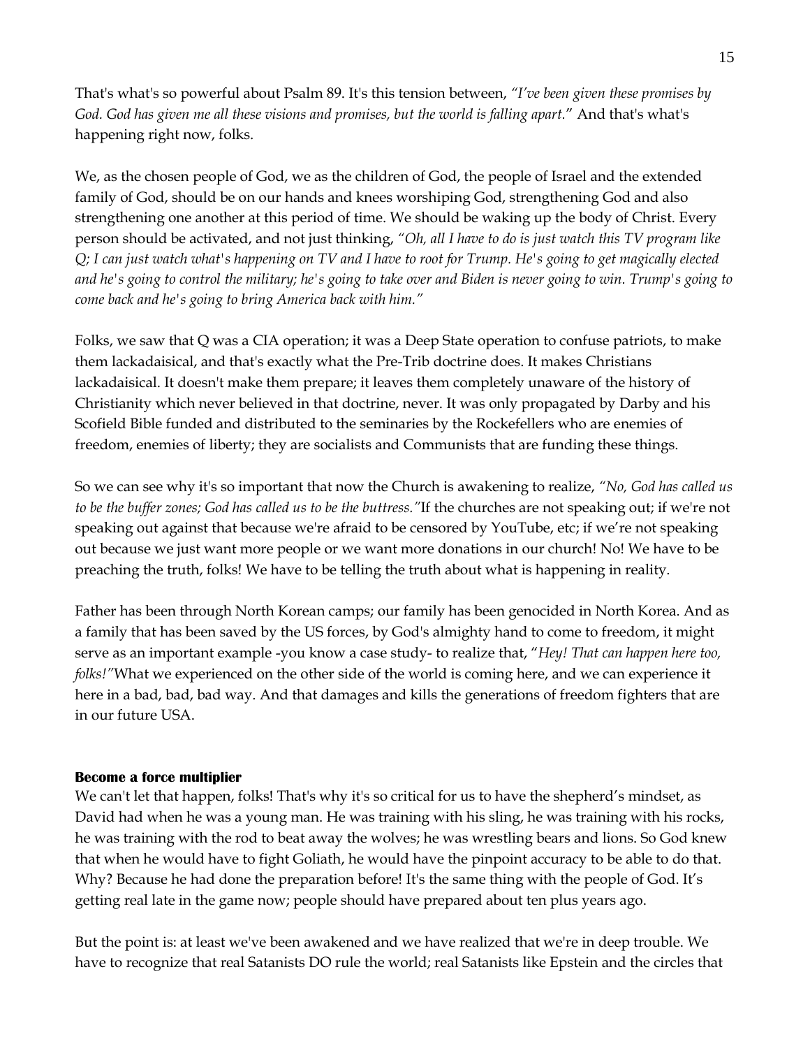That's what's so powerful about Psalm 89. It's this tension between, *"I've been given these promises by God. God has given me all these visions and promises, but the world is falling apart.*" And that's what's happening right now, folks.

We, as the chosen people of God, we as the children of God, the people of Israel and the extended family of God, should be on our hands and knees worshiping God, strengthening God and also strengthening one another at this period of time. We should be waking up the body of Christ. Every person should be activated, and not just thinking, *"Oh, all I have to do is just watch this TV program like Q; I can just watch what's happening on TV and I have to root for Trump. He's going to get magically elected and he's going to control the military; he's going to take over and Biden is never going to win. Trump's going to come back and he's going to bring America back with him."*

Folks, we saw that Q was a CIA operation; it was a Deep State operation to confuse patriots, to make them lackadaisical, and that's exactly what the Pre-Trib doctrine does. It makes Christians lackadaisical. It doesn't make them prepare; it leaves them completely unaware of the history of Christianity which never believed in that doctrine, never. It was only propagated by Darby and his Scofield Bible funded and distributed to the seminaries by the Rockefellers who are enemies of freedom, enemies of liberty; they are socialists and Communists that are funding these things.

So we can see why it's so important that now the Church is awakening to realize, *"No, God has called us to be the buffer zones; God has called us to be the buttress."* If the churches are not speaking out; if we're not speaking out against that because we're afraid to be censored by YouTube, etc; if we're not speaking out because we just want more people or we want more donations in our church! No! We have to be preaching the truth, folks! We have to be telling the truth about what is happening in reality.

Father has been through North Korean camps; our family has been genocided in North Korea. And as a family that has been saved by the US forces, by God's almighty hand to come to freedom, it might serve as an important example -you know a case study- to realize that, "*Hey! That can happen here too, folks!"* What we experienced on the other side of the world is coming here, and we can experience it here in a bad, bad, bad way. And that damages and kills the generations of freedom fighters that are in our future USA.

**Become a force multiplier**

We can't let that happen, folks! That's why it's so critical for us to have the shepherd's mindset, as David had when he was a young man. He was training with his sling, he was training with his rocks, he was training with the rod to beat away the wolves; he was wrestling bears and lions. So God knew that when he would have to fight Goliath, he would have the pinpoint accuracy to be able to do that. Why? Because he had done the preparation before! It's the same thing with the people of God. It's getting real late in the game now; people should have prepared about ten plus years ago.

But the point is: at least we've been awakened and we have realized that we're in deep trouble. We have to recognize that real Satanists DO rule the world; real Satanists like Epstein and the circles that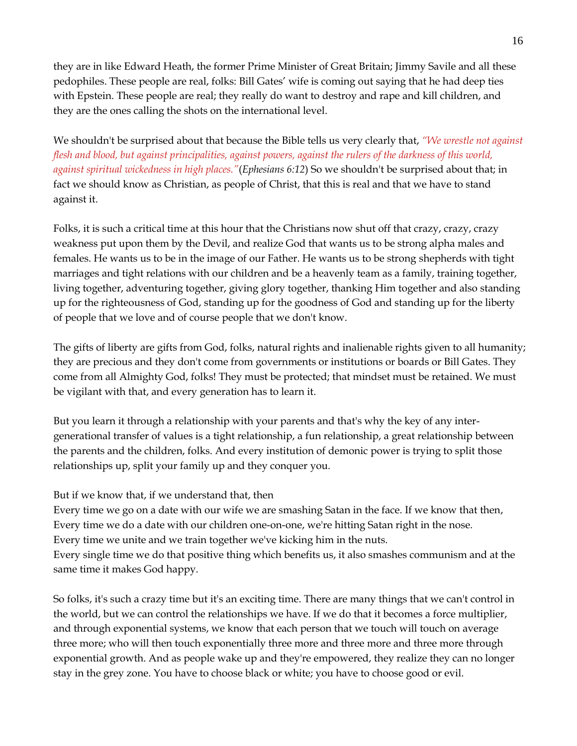they are in like Edward Heath, the former Prime Minister of Great Britain; Jimmy Savile and all these pedophiles. These people are real, folks: Bill Gates' wife is coming out saying that he had deep ties with Epstein. These people are real; they really do want to destroy and rape and kill children, and they are the ones calling the shots on the international level.

We shouldn't be surprised about that because the Bible tells us very clearly that, *"We wrestle not against flesh and blood, but against principalities, against powers, against the rulers of the darkness of this world, against spiritual wickedness in high places."* (*Ephesians 6:12*) So we shouldn't be surprised about that; in fact we should know as Christian, as people of Christ, that this is real and that we have to stand against it.

Folks, it is such a critical time at this hour that the Christians now shut off that crazy, crazy, crazy weakness put upon them by the Devil, and realize God that wants us to be strong alpha males and females. He wants us to be in the image of our Father. He wants us to be strong shepherds with tight marriages and tight relations with our children and be a heavenly team as a family, training together, living together, adventuring together, giving glory together, thanking Him together and also standing up for the righteousness of God, standing up for the goodness of God and standing up for the liberty of people that we love and of course people that we don't know.

The gifts of liberty are gifts from God, folks, natural rights and inalienable rights given to all humanity; they are precious and they don't come from governments or institutions or boards or Bill Gates. They come from all Almighty God, folks! They must be protected; that mindset must be retained. We must be vigilant with that, and every generation has to learn it.

But you learn it through a relationship with your parents and that's why the key of any inter-generational transfer of values is a tight relationship, a fun relationship, a great relationship between the parents and the children, folks. And every institution of demonic power is trying to split those relationships up, split your family up and they conquer you.

But if we know that, if we understand that, then
Every time we go on a date with our wife we are smashing Satan in the face. If we know that then,
Every time we do a date with our children one-on-one, we're hitting Satan right in the nose.
Every time we unite and we train together we've kicking him in the nuts.
Every single time we do that positive thing which benefits us, it also smashes communism and at the same time it makes God happy.

So folks, it's such a crazy time but it's an exciting time. There are many things that we can't control in the world, but we can control the relationships we have. If we do that it becomes a force multiplier, and through exponential systems, we know that each person that we touch will touch on average three more; who will then touch exponentially three more and three more and three more through exponential growth. And as people wake up and they're empowered, they realize they can no longer stay in the grey zone. You have to choose black or white; you have to choose good or evil.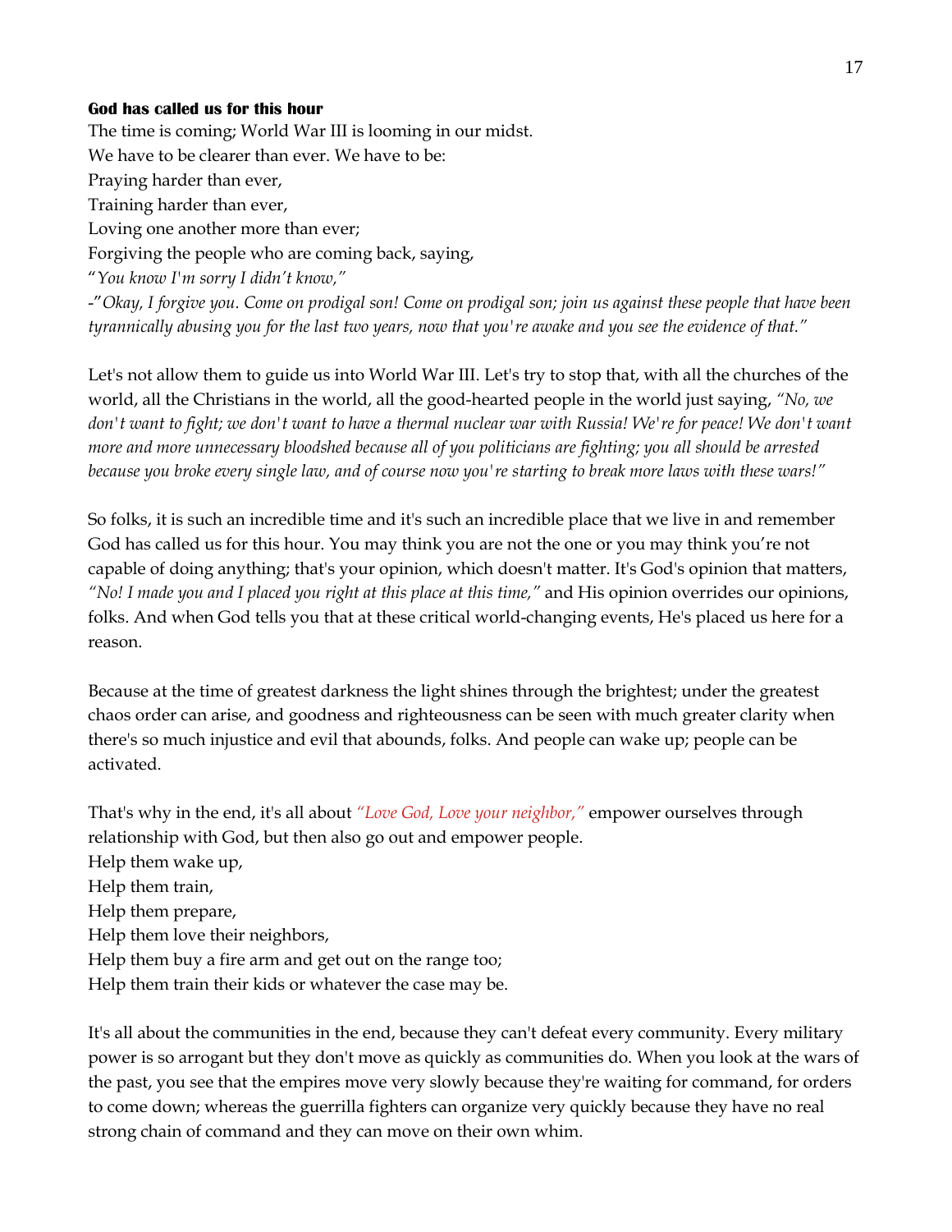**God has called us for this hour**

The time is coming; World War III is looming in our midst.
We have to be clearer than ever. We have to be:
Praying harder than ever,
Training harder than ever,
Loving one another more than ever;
Forgiving the people who are coming back, saying,
"*You know I'm sorry I didn't know,"*
-"*Okay, I forgive you. Come on prodigal son! Come on prodigal son; join us against these people that have been tyrannically abusing you for the last two years, now that you're awake and you see the evidence of that."*

Let's not allow them to guide us into World War III. Let's try to stop that, with all the churches of the world, all the Christians in the world, all the good-hearted people in the world just saying, *"No, we don't want to fight; we don't want to have a thermal nuclear war with Russia! We're for peace! We don't want more and more unnecessary bloodshed because all of you politicians are fighting; you all should be arrested because you broke every single law, and of course now you're starting to break more laws with these wars!"*

So folks, it is such an incredible time and it's such an incredible place that we live in and remember God has called us for this hour. You may think you are not the one or you may think you're not capable of doing anything; that's your opinion, which doesn't matter. It's God's opinion that matters, *"No! I made you and I placed you right at this place at this time,"* and His opinion overrides our opinions, folks. And when God tells you that at these critical world-changing events, He's placed us here for a reason.

Because at the time of greatest darkness the light shines through the brightest; under the greatest chaos order can arise, and goodness and righteousness can be seen with much greater clarity when there's so much injustice and evil that abounds, folks. And people can wake up; people can be activated.

That's why in the end, it's all about *"Love God, Love your neighbor,"* empower ourselves through relationship with God, but then also go out and empower people.
Help them wake up,
Help them train,
Help them prepare,
Help them love their neighbors,
Help them buy a fire arm and get out on the range too;
Help them train their kids or whatever the case may be.

It's all about the communities in the end, because they can't defeat every community. Every military power is so arrogant but they don't move as quickly as communities do. When you look at the wars of the past, you see that the empires move very slowly because they're waiting for command, for orders to come down; whereas the guerrilla fighters can organize very quickly because they have no real strong chain of command and they can move on their own whim.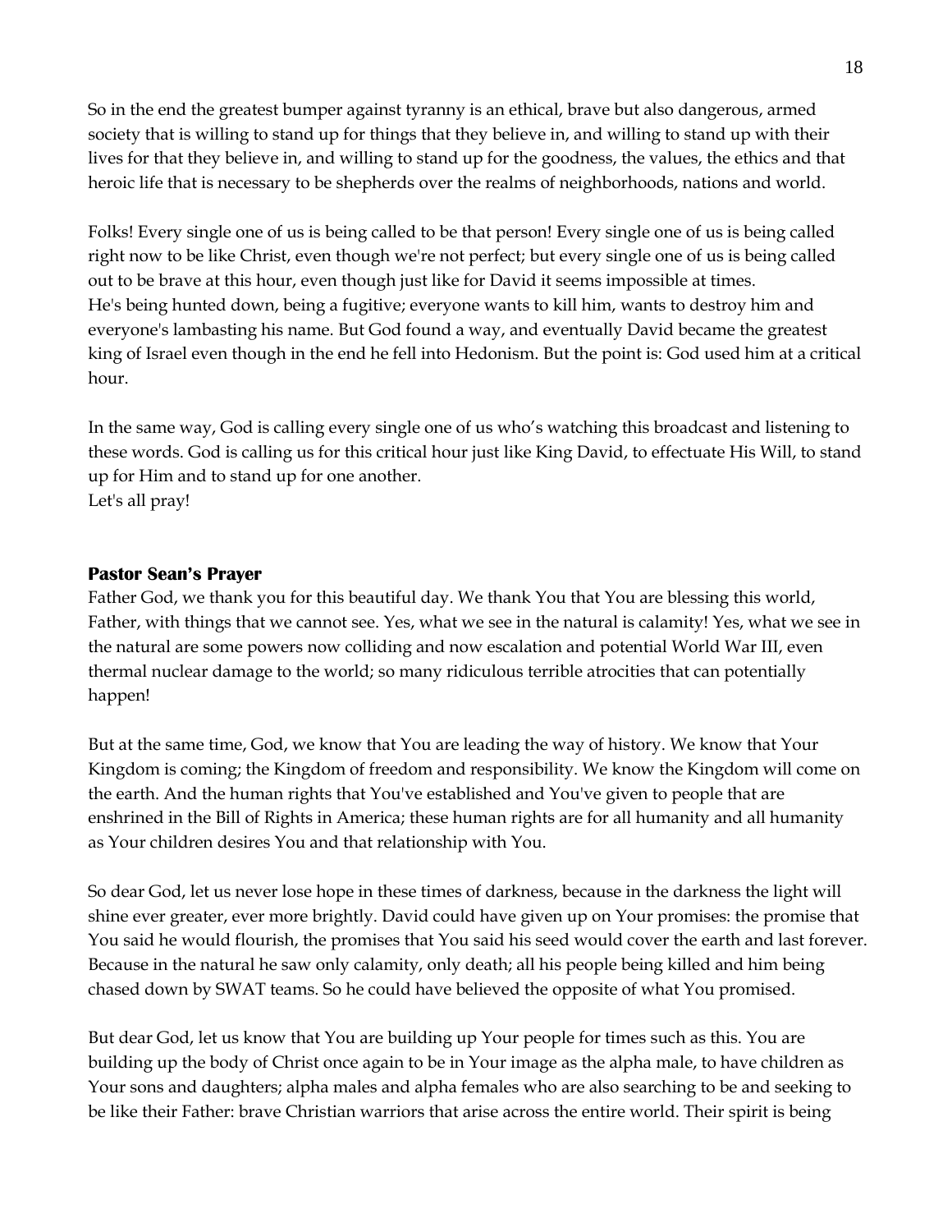So in the end the greatest bumper against tyranny is an ethical, brave but also dangerous, armed society that is willing to stand up for things that they believe in, and willing to stand up with their lives for that they believe in, and willing to stand up for the goodness, the values, the ethics and that heroic life that is necessary to be shepherds over the realms of neighborhoods, nations and world.

Folks! Every single one of us is being called to be that person! Every single one of us is being called right now to be like Christ, even though we're not perfect; but every single one of us is being called out to be brave at this hour, even though just like for David it seems impossible at times.
He's being hunted down, being a fugitive; everyone wants to kill him, wants to destroy him and everyone's lambasting his name. But God found a way, and eventually David became the greatest king of Israel even though in the end he fell into Hedonism. But the point is: God used him at a critical hour.

In the same way, God is calling every single one of us who's watching this broadcast and listening to these words. God is calling us for this critical hour just like King David, to effectuate His Will, to stand up for Him and to stand up for one another.
Let's all pray!

**Pastor Sean's Prayer**

Father God, we thank you for this beautiful day. We thank You that You are blessing this world, Father, with things that we cannot see. Yes, what we see in the natural is calamity! Yes, what we see in the natural are some powers now colliding and now escalation and potential World War III, even thermal nuclear damage to the world; so many ridiculous terrible atrocities that can potentially happen!

But at the same time, God, we know that You are leading the way of history. We know that Your Kingdom is coming; the Kingdom of freedom and responsibility. We know the Kingdom will come on the earth. And the human rights that You've established and You've given to people that are enshrined in the Bill of Rights in America; these human rights are for all humanity and all humanity as Your children desires You and that relationship with You.

So dear God, let us never lose hope in these times of darkness, because in the darkness the light will shine ever greater, ever more brightly. David could have given up on Your promises: the promise that You said he would flourish, the promises that You said his seed would cover the earth and last forever. Because in the natural he saw only calamity, only death; all his people being killed and him being chased down by SWAT teams. So he could have believed the opposite of what You promised.

But dear God, let us know that You are building up Your people for times such as this. You are building up the body of Christ once again to be in Your image as the alpha male, to have children as Your sons and daughters; alpha males and alpha females who are also searching to be and seeking to be like their Father: brave Christian warriors that arise across the entire world. Their spirit is being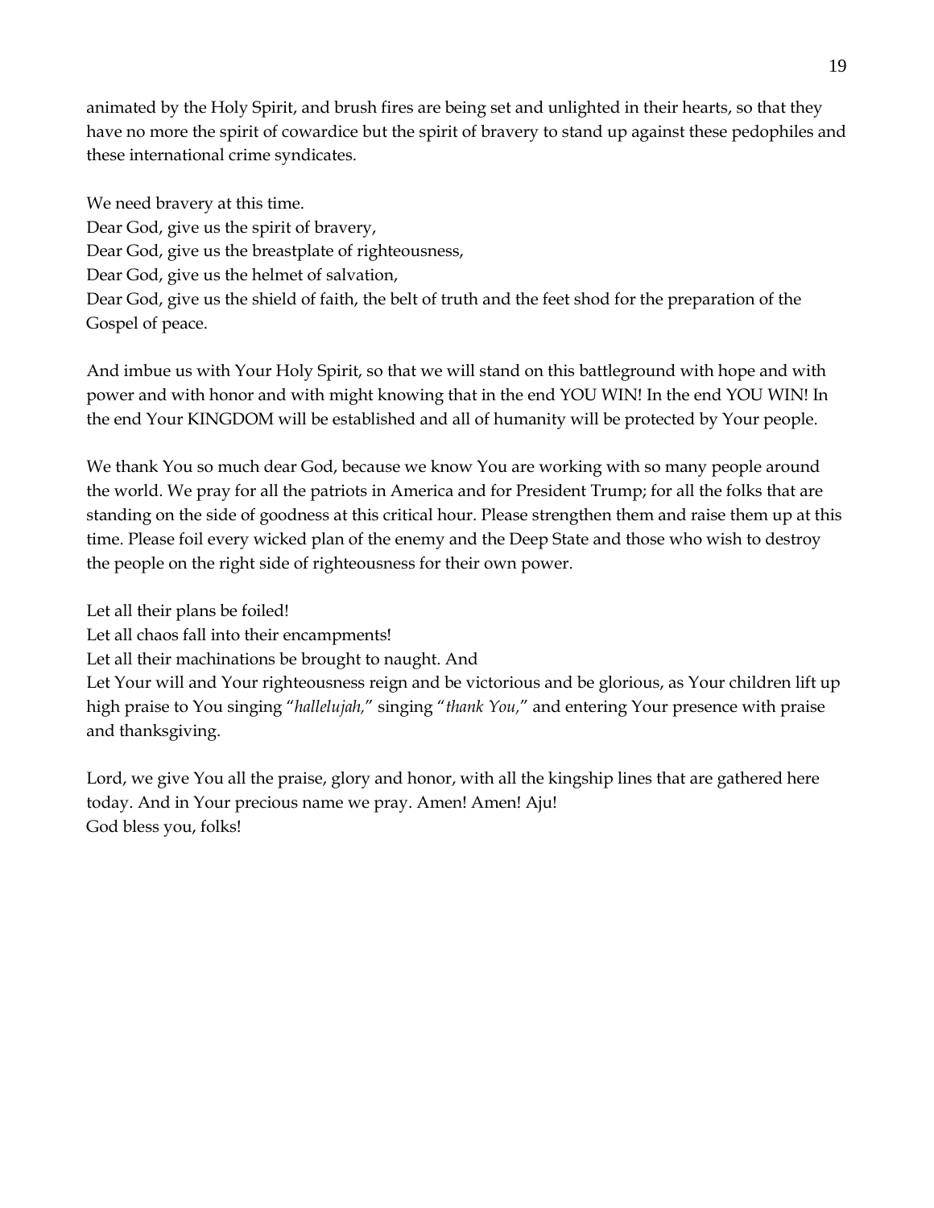animated by the Holy Spirit, and brush fires are being set and unlighted in their hearts, so that they have no more the spirit of cowardice but the spirit of bravery to stand up against these pedophiles and these international crime syndicates.

We need bravery at this time.
Dear God, give us the spirit of bravery,
Dear God, give us the breastplate of righteousness,
Dear God, give us the helmet of salvation,
Dear God, give us the shield of faith, the belt of truth and the feet shod for the preparation of the Gospel of peace.

And imbue us with Your Holy Spirit, so that we will stand on this battleground with hope and with power and with honor and with might knowing that in the end YOU WIN! In the end YOU WIN! In the end Your KINGDOM will be established and all of humanity will be protected by Your people.

We thank You so much dear God, because we know You are working with so many people around the world. We pray for all the patriots in America and for President Trump; for all the folks that are standing on the side of goodness at this critical hour. Please strengthen them and raise them up at this time. Please foil every wicked plan of the enemy and the Deep State and those who wish to destroy the people on the right side of righteousness for their own power.

Let all their plans be foiled!
Let all chaos fall into their encampments!
Let all their machinations be brought to naught. And
Let Your will and Your righteousness reign and be victorious and be glorious, as Your children lift up high praise to You singing "*hallelujah,*" singing "*thank You,*" and entering Your presence with praise and thanksgiving.

Lord, we give You all the praise, glory and honor, with all the kingship lines that are gathered here today. And in Your precious name we pray. Amen! Amen! Aju!
God bless you, folks!